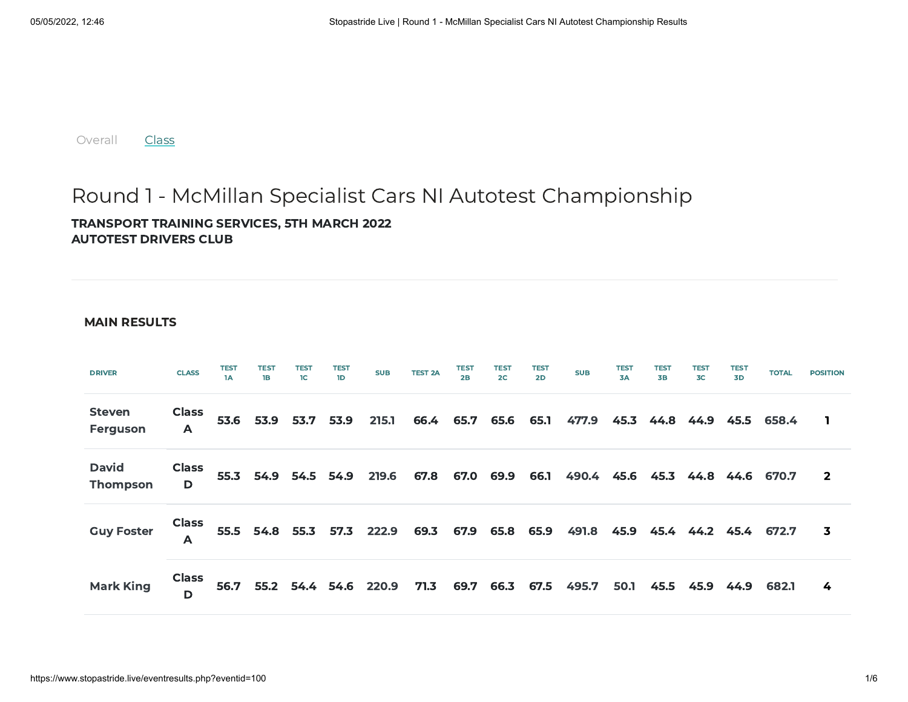Overall Class

# Round 1 - McMillan Specialist Cars NI Autotest Championship

**TRANSPORT TRAINING SERVICES, 5TH MARCH 2022**
**AUTOTEST DRIVERS CLUB**

### MAIN RESULTS

| DRIVER | CLASS | TEST 1A | TEST 1B | TEST 1C | TEST 1D | SUB | TEST 2A | TEST 2B | TEST 2C | TEST 2D | SUB | TEST 3A | TEST 3B | TEST 3C | TEST 3D | TOTAL | POSITION |
|---|---|---|---|---|---|---|---|---|---|---|---|---|---|---|---|---|---|
| Steven Ferguson | Class A | 53.6 | 53.9 | 53.7 | 53.9 | 215.1 | 66.4 | 65.7 | 65.6 | 65.1 | 477.9 | 45.3 | 44.8 | 44.9 | 45.5 | 658.4 | 1 |
| David Thompson | Class D | 55.3 | 54.9 | 54.5 | 54.9 | 219.6 | 67.8 | 67.0 | 69.9 | 66.1 | 490.4 | 45.6 | 45.3 | 44.8 | 44.6 | 670.7 | 2 |
| Guy Foster | Class A | 55.5 | 54.8 | 55.3 | 57.3 | 222.9 | 69.3 | 67.9 | 65.8 | 65.9 | 491.8 | 45.9 | 45.4 | 44.2 | 45.4 | 672.7 | 3 |
| Mark King | Class D | 56.7 | 55.2 | 54.4 | 54.6 | 220.9 | 71.3 | 69.7 | 66.3 | 67.5 | 495.7 | 50.1 | 45.5 | 45.9 | 44.9 | 682.1 | 4 |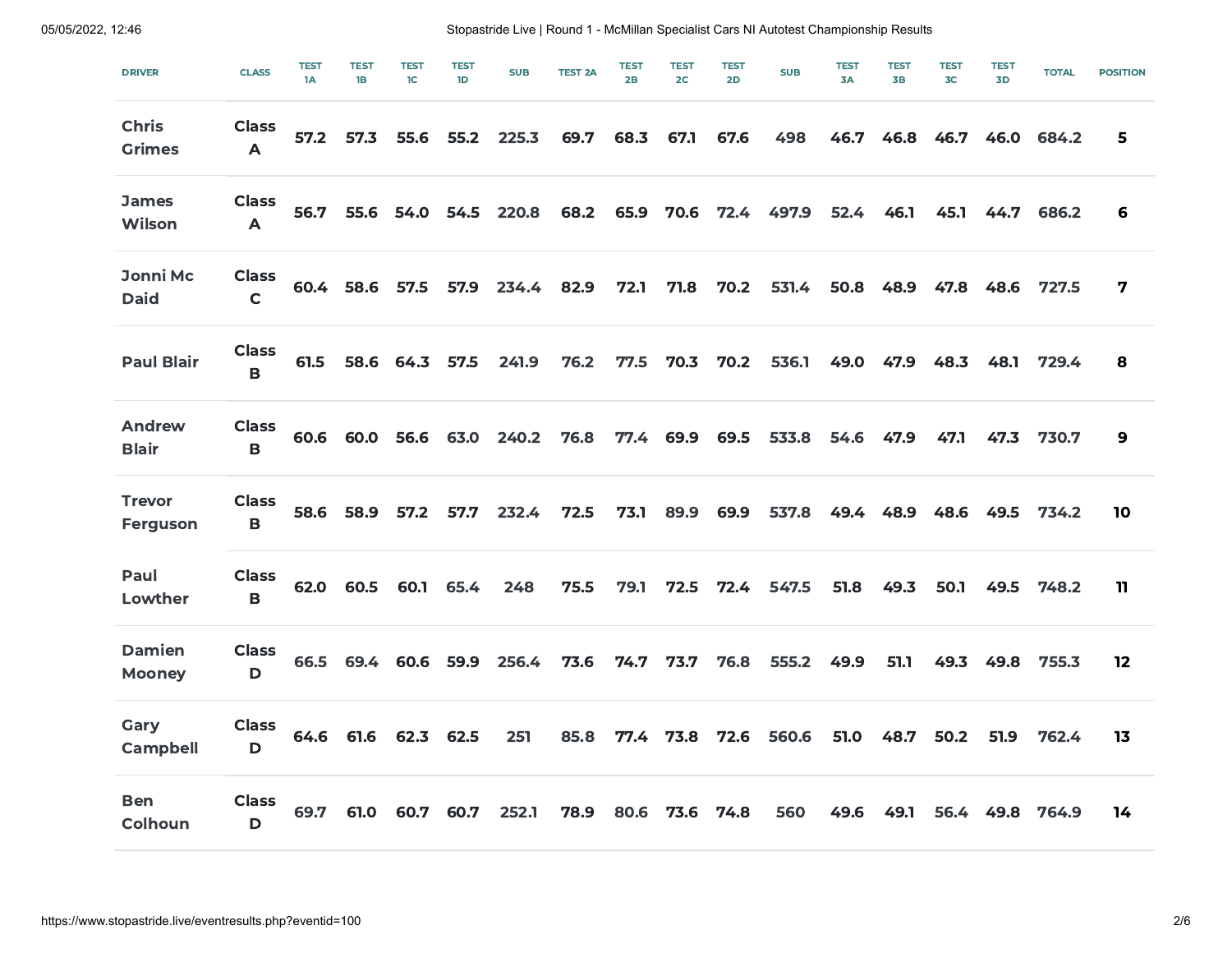| DRIVER | CLASS | TEST 1A | TEST 1B | TEST 1C | TEST 1D | SUB | TEST 2A | TEST 2B | TEST 2C | TEST 2D | SUB | TEST 3A | TEST 3B | TEST 3C | TEST 3D | TOTAL | POSITION |
|---|---|---|---|---|---|---|---|---|---|---|---|---|---|---|---|---|---|
| Chris Grimes | Class A | 57.2 | 57.3 | 55.6 | 55.2 | 225.3 | 69.7 | 68.3 | 67.1 | 67.6 | 498 | 46.7 | 46.8 | 46.7 | 46.0 | 684.2 | 5 |
| James Wilson | Class A | 56.7 | 55.6 | 54.0 | 54.5 | 220.8 | 68.2 | 65.9 | 70.6 | 72.4 | 497.9 | 52.4 | 46.1 | 45.1 | 44.7 | 686.2 | 6 |
| Jonni Mc Daid | Class C | 60.4 | 58.6 | 57.5 | 57.9 | 234.4 | 82.9 | 72.1 | 71.8 | 70.2 | 531.4 | 50.8 | 48.9 | 47.8 | 48.6 | 727.5 | 7 |
| Paul Blair | Class B | 61.5 | 58.6 | 64.3 | 57.5 | 241.9 | 76.2 | 77.5 | 70.3 | 70.2 | 536.1 | 49.0 | 47.9 | 48.3 | 48.1 | 729.4 | 8 |
| Andrew Blair | Class B | 60.6 | 60.0 | 56.6 | 63.0 | 240.2 | 76.8 | 77.4 | 69.9 | 69.5 | 533.8 | 54.6 | 47.9 | 47.1 | 47.3 | 730.7 | 9 |
| Trevor Ferguson | Class B | 58.6 | 58.9 | 57.2 | 57.7 | 232.4 | 72.5 | 73.1 | 89.9 | 69.9 | 537.8 | 49.4 | 48.9 | 48.6 | 49.5 | 734.2 | 10 |
| Paul Lowther | Class B | 62.0 | 60.5 | 60.1 | 65.4 | 248 | 75.5 | 79.1 | 72.5 | 72.4 | 547.5 | 51.8 | 49.3 | 50.1 | 49.5 | 748.2 | 11 |
| Damien Mooney | Class D | 66.5 | 69.4 | 60.6 | 59.9 | 256.4 | 73.6 | 74.7 | 73.7 | 76.8 | 555.2 | 49.9 | 51.1 | 49.3 | 49.8 | 755.3 | 12 |
| Gary Campbell | Class D | 64.6 | 61.6 | 62.3 | 62.5 | 251 | 85.8 | 77.4 | 73.8 | 72.6 | 560.6 | 51.0 | 48.7 | 50.2 | 51.9 | 762.4 | 13 |
| Ben Colhoun | Class D | 69.7 | 61.0 | 60.7 | 60.7 | 252.1 | 78.9 | 80.6 | 73.6 | 74.8 | 560 | 49.6 | 49.1 | 56.4 | 49.8 | 764.9 | 14 |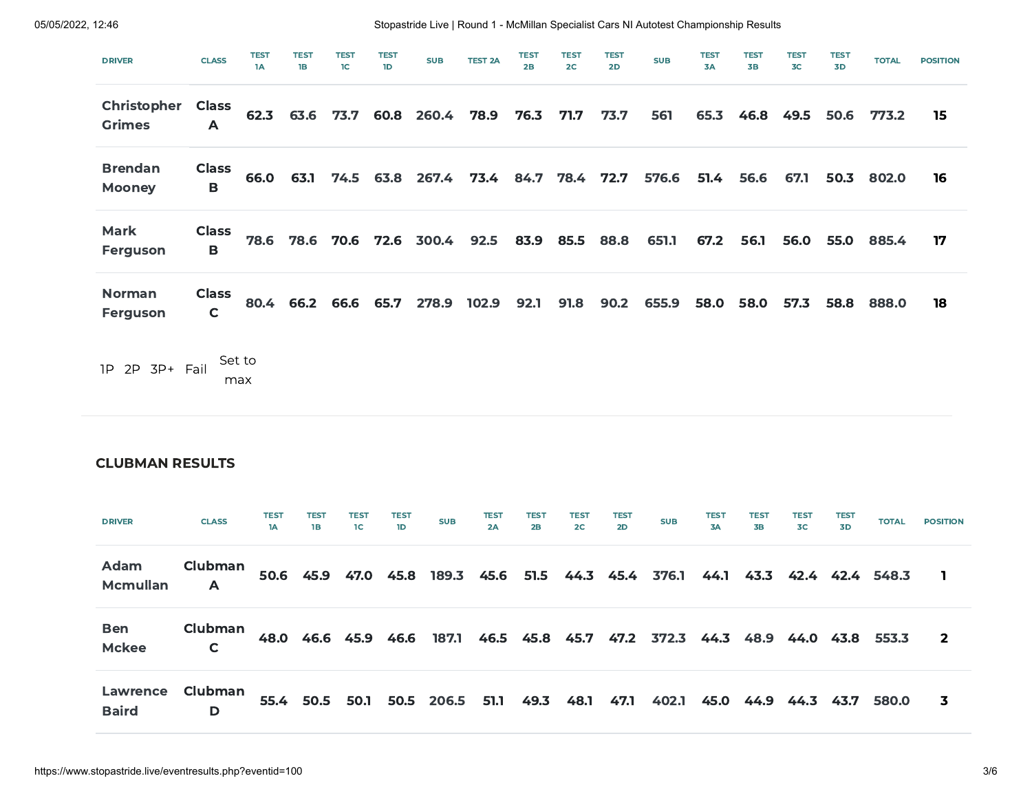| DRIVER | CLASS | TEST 1A | TEST 1B | TEST 1C | TEST 1D | SUB | TEST 2A | TEST 2B | TEST 2C | TEST 2D | SUB | TEST 3A | TEST 3B | TEST 3C | TEST 3D | TOTAL | POSITION |
|---|---|---|---|---|---|---|---|---|---|---|---|---|---|---|---|---|---|
| Christopher Grimes | Class A | 62.3 | 63.6 | 73.7 | 60.8 | 260.4 | 78.9 | 76.3 | 71.7 | 73.7 | 561 | 65.3 | 46.8 | 49.5 | 50.6 | 773.2 | 15 |
| Brendan Mooney | Class B | 66.0 | 63.1 | 74.5 | 63.8 | 267.4 | 73.4 | 84.7 | 78.4 | 72.7 | 576.6 | 51.4 | 56.6 | 67.1 | 50.3 | 802.0 | 16 |
| Mark Ferguson | Class B | 78.6 | 78.6 | 70.6 | 72.6 | 300.4 | 92.5 | 83.9 | 85.5 | 88.8 | 651.1 | 67.2 | 56.1 | 56.0 | 55.0 | 885.4 | 17 |
| Norman Ferguson | Class C | 80.4 | 66.2 | 66.6 | 65.7 | 278.9 | 102.9 | 92.1 | 91.8 | 90.2 | 655.9 | 58.0 | 58.0 | 57.3 | 58.8 | 888.0 | 18 |

1P 2P 3P+ Fail Set to max

### CLUBMAN RESULTS

| DRIVER | CLASS | TEST 1A | TEST 1B | TEST 1C | TEST 1D | SUB | TEST 2A | TEST 2B | TEST 2C | TEST 2D | SUB | TEST 3A | TEST 3B | TEST 3C | TEST 3D | TOTAL | POSITION |
|---|---|---|---|---|---|---|---|---|---|---|---|---|---|---|---|---|---|
| Adam Mcmullan | Clubman A | 50.6 | 45.9 | 47.0 | 45.8 | 189.3 | 45.6 | 51.5 | 44.3 | 45.4 | 376.1 | 44.1 | 43.3 | 42.4 | 42.4 | 548.3 | 1 |
| Ben Mckee | Clubman C | 48.0 | 46.6 | 45.9 | 46.6 | 187.1 | 46.5 | 45.8 | 45.7 | 47.2 | 372.3 | 44.3 | 48.9 | 44.0 | 43.8 | 553.3 | 2 |
| Lawrence Baird | Clubman D | 55.4 | 50.5 | 50.1 | 50.5 | 206.5 | 51.1 | 49.3 | 48.1 | 47.1 | 402.1 | 45.0 | 44.9 | 44.3 | 43.7 | 580.0 | 3 |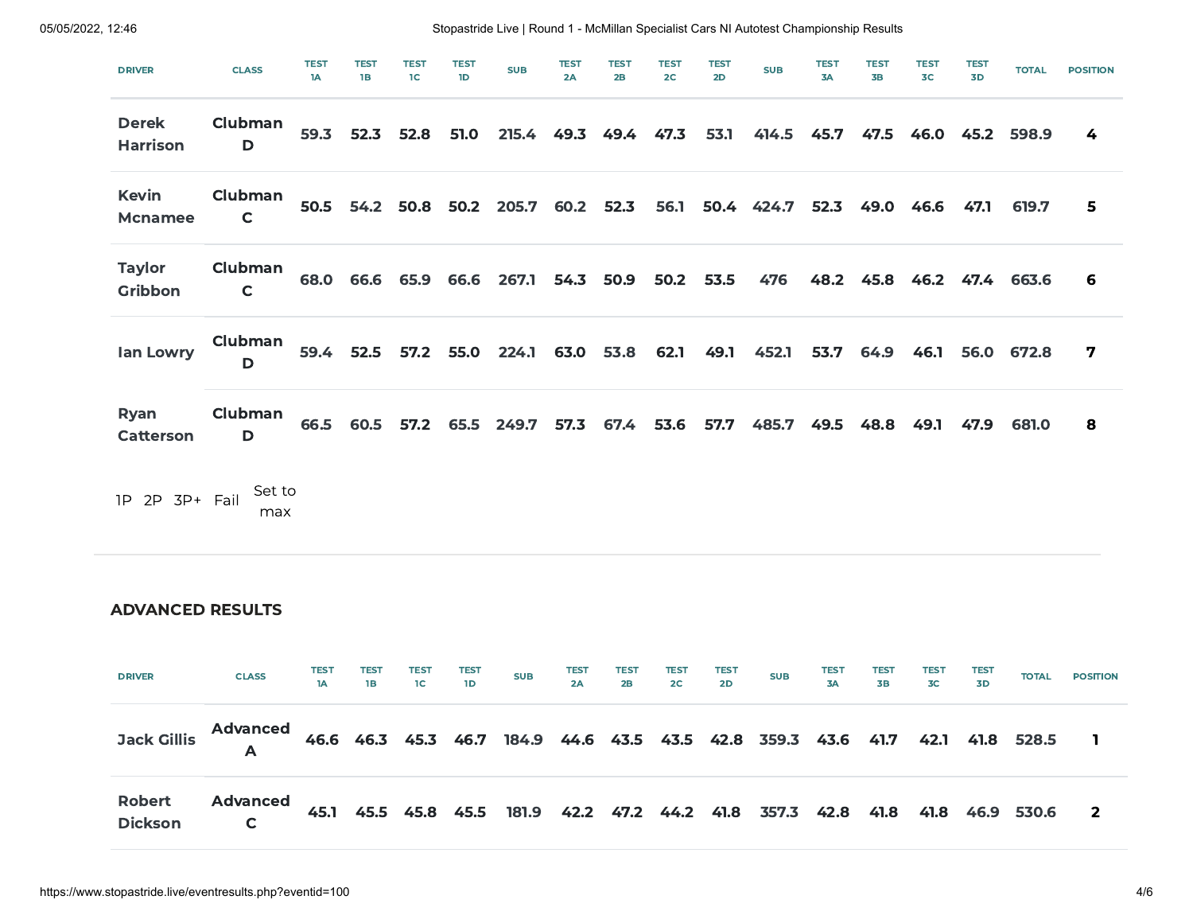| DRIVER | CLASS | TEST 1A | TEST 1B | TEST 1C | TEST 1D | SUB | TEST 2A | TEST 2B | TEST 2C | TEST 2D | SUB | TEST 3A | TEST 3B | TEST 3C | TEST 3D | TOTAL | POSITION |
|---|---|---|---|---|---|---|---|---|---|---|---|---|---|---|---|---|---|
| Derek Harrison | Clubman D | 59.3 | 52.3 | 52.8 | 51.0 | 215.4 | 49.3 | 49.4 | 47.3 | 53.1 | 414.5 | 45.7 | 47.5 | 46.0 | 45.2 | 598.9 | 4 |
| Kevin Mcnamee | Clubman C | 50.5 | 54.2 | 50.8 | 50.2 | 205.7 | 60.2 | 52.3 | 56.1 | 50.4 | 424.7 | 52.3 | 49.0 | 46.6 | 47.1 | 619.7 | 5 |
| Taylor Gribbon | Clubman C | 68.0 | 66.6 | 65.9 | 66.6 | 267.1 | 54.3 | 50.9 | 50.2 | 53.5 | 476 | 48.2 | 45.8 | 46.2 | 47.4 | 663.6 | 6 |
| Ian Lowry | Clubman D | 59.4 | 52.5 | 57.2 | 55.0 | 224.1 | 63.0 | 53.8 | 62.1 | 49.1 | 452.1 | 53.7 | 64.9 | 46.1 | 56.0 | 672.8 | 7 |
| Ryan Catterson | Clubman D | 66.5 | 60.5 | 57.2 | 65.5 | 249.7 | 57.3 | 67.4 | 53.6 | 57.7 | 485.7 | 49.5 | 48.8 | 49.1 | 47.9 | 681.0 | 8 |

1P 2P 3P+ Fail Set to max

## ADVANCED RESULTS

| DRIVER | CLASS | TEST 1A | TEST 1B | TEST 1C | TEST 1D | SUB | TEST 2A | TEST 2B | TEST 2C | TEST 2D | SUB | TEST 3A | TEST 3B | TEST 3C | TEST 3D | TOTAL | POSITION |
|---|---|---|---|---|---|---|---|---|---|---|---|---|---|---|---|---|---|
| Jack Gillis | Advanced A | 46.6 | 46.3 | 45.3 | 46.7 | 184.9 | 44.6 | 43.5 | 43.5 | 42.8 | 359.3 | 43.6 | 41.7 | 42.1 | 41.8 | 528.5 | 1 |
| Robert Dickson | Advanced C | 45.1 | 45.5 | 45.8 | 45.5 | 181.9 | 42.2 | 47.2 | 44.2 | 41.8 | 357.3 | 42.8 | 41.8 | 41.8 | 46.9 | 530.6 | 2 |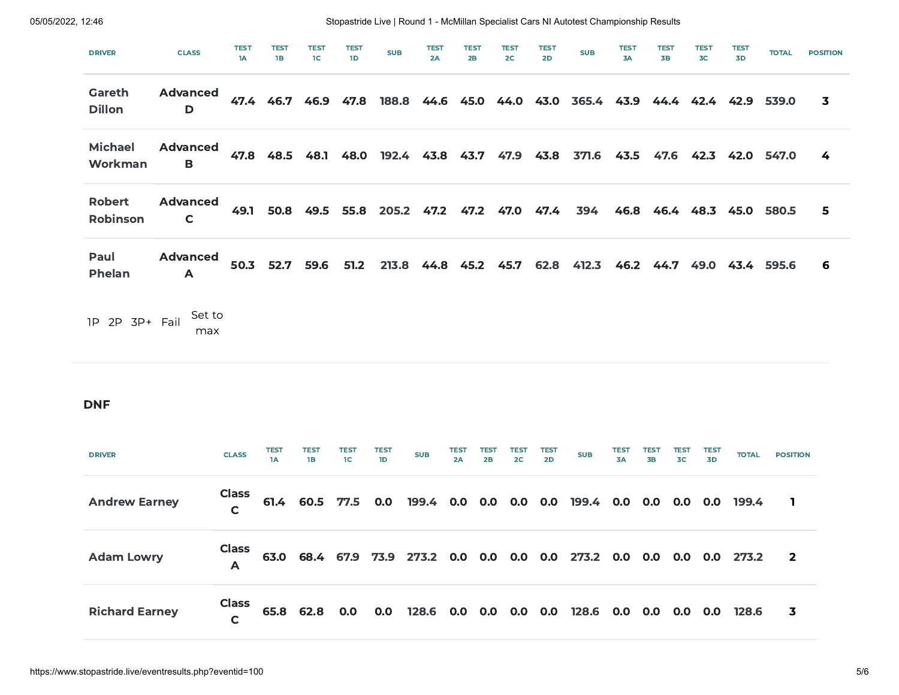| DRIVER | CLASS | TEST 1A | TEST 1B | TEST 1C | TEST 1D | SUB | TEST 2A | TEST 2B | TEST 2C | TEST 2D | SUB | TEST 3A | TEST 3B | TEST 3C | TEST 3D | TOTAL | POSITION |
|---|---|---|---|---|---|---|---|---|---|---|---|---|---|---|---|---|---|
| **Gareth Dillon** | **Advanced D** | **47.4** | **46.7** | **46.9** | **47.8** | **188.8** | **44.6** | **45.0** | **44.0** | **43.0** | **365.4** | **43.9** | **44.4** | **42.4** | **42.9** | **539.0** | **3** |
| **Michael Workman** | **Advanced B** | **47.8** | **48.5** | **48.1** | **48.0** | **192.4** | **43.8** | **43.7** | **47.9** | **43.8** | **371.6** | **43.5** | **47.6** | **42.3** | **42.0** | **547.0** | **4** |
| **Robert Robinson** | **Advanced C** | **49.1** | **50.8** | **49.5** | **55.8** | **205.2** | **47.2** | **47.2** | **47.0** | **47.4** | **394** | **46.8** | **46.4** | **48.3** | **45.0** | **580.5** | **5** |
| **Paul Phelan** | **Advanced A** | **50.3** | **52.7** | **59.6** | **51.2** | **213.8** | **44.8** | **45.2** | **45.7** | **62.8** | **412.3** | **46.2** | **44.7** | **49.0** | **43.4** | **595.6** | **6** |

1P 2P 3P+ Fail Set to max

### DNF

| DRIVER | CLASS | TEST 1A | TEST 1B | TEST 1C | TEST 1D | SUB | TEST 2A | TEST 2B | TEST 2C | TEST 2D | SUB | TEST 3A | TEST 3B | TEST 3C | TEST 3D | TOTAL | POSITION |
|---|---|---|---|---|---|---|---|---|---|---|---|---|---|---|---|---|---|
| **Andrew Earney** | **Class C** | **61.4** | **60.5** | **77.5** | **0.0** | **199.4** | **0.0** | **0.0** | **0.0** | **0.0** | **199.4** | **0.0** | **0.0** | **0.0** | **0.0** | **199.4** | **1** |
| **Adam Lowry** | **Class A** | **63.0** | **68.4** | **67.9** | **73.9** | **273.2** | **0.0** | **0.0** | **0.0** | **0.0** | **273.2** | **0.0** | **0.0** | **0.0** | **0.0** | **273.2** | **2** |
| **Richard Earney** | **Class C** | **65.8** | **62.8** | **0.0** | **0.0** | **128.6** | **0.0** | **0.0** | **0.0** | **0.0** | **128.6** | **0.0** | **0.0** | **0.0** | **0.0** | **128.6** | **3** |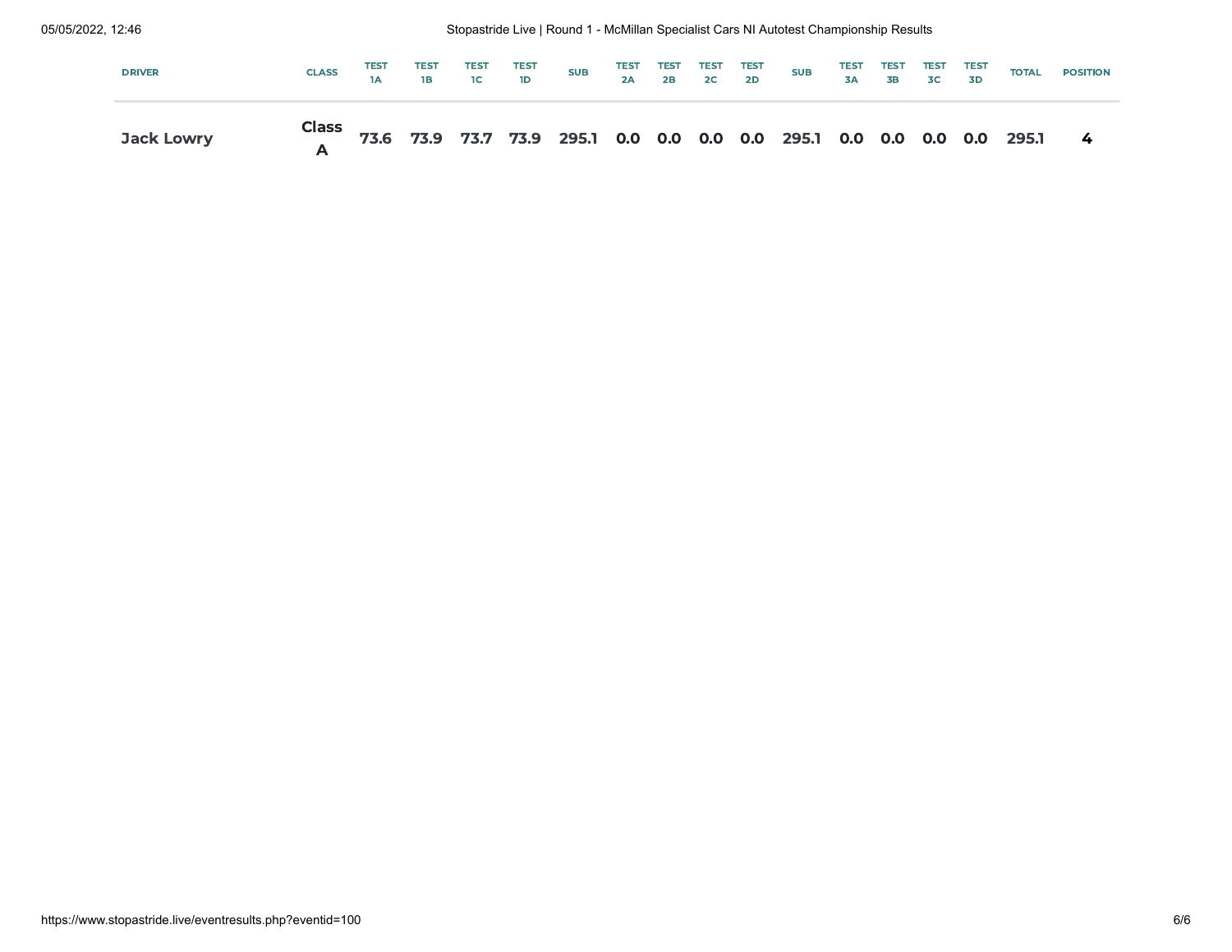| DRIVER | CLASS | TEST 1A | TEST 1B | TEST 1C | TEST 1D | SUB | TEST 2A | TEST 2B | TEST 2C | TEST 2D | SUB | TEST 3A | TEST 3B | TEST 3C | TEST 3D | TOTAL | POSITION |
|---|---|---|---|---|---|---|---|---|---|---|---|---|---|---|---|---|---|
| Jack Lowry | Class A | 73.6 | 73.9 | 73.7 | 73.9 | 295.1 | 0.0 | 0.0 | 0.0 | 0.0 | 295.1 | 0.0 | 0.0 | 0.0 | 0.0 | 295.1 | 4 |